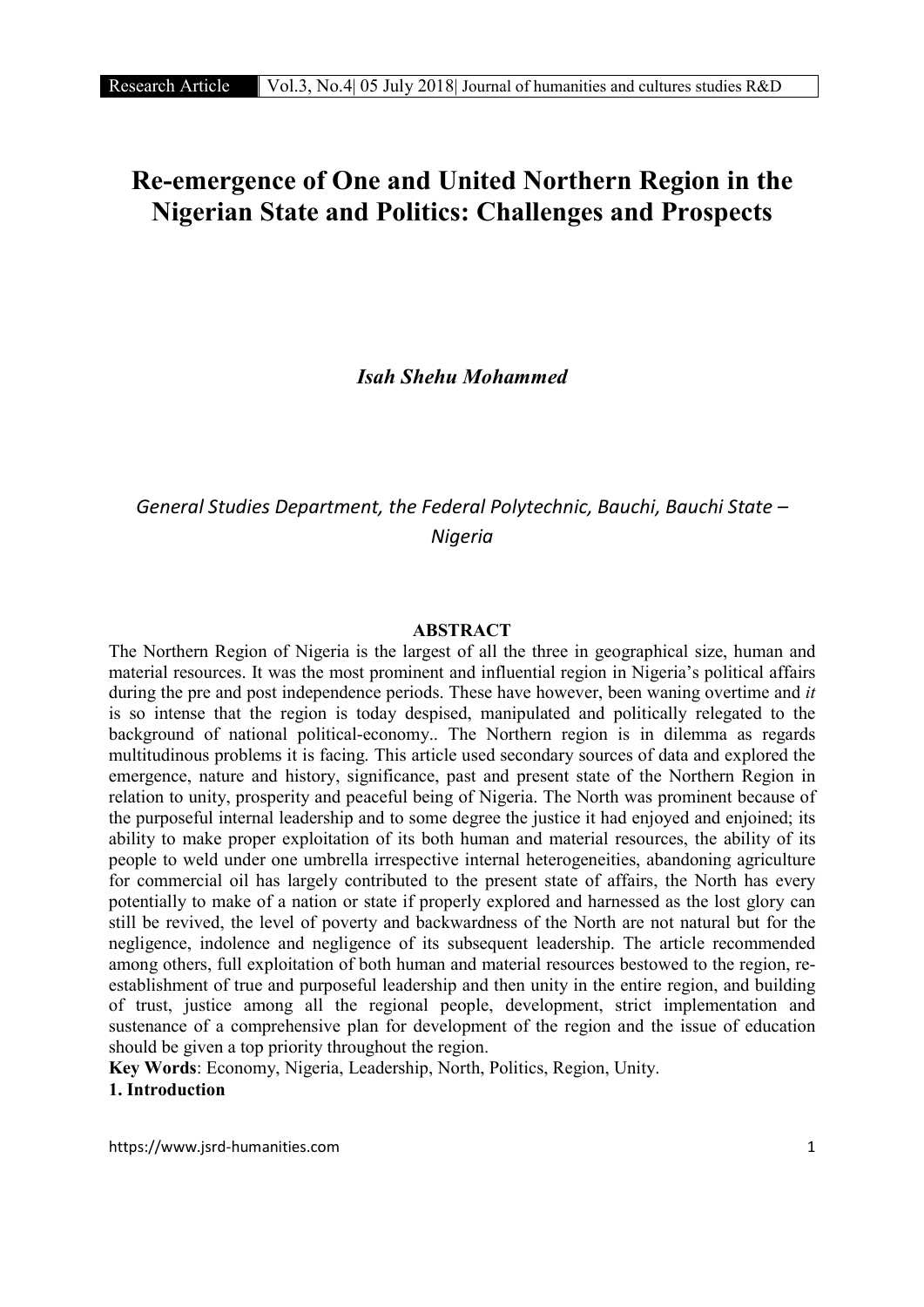# Re-emergence of One and United Northern Region in the Nigerian State and Politics: Challenges and Prospects

***Isah Shehu Mohammed***

*General Studies Department, the Federal Polytechnic, Bauchi, Bauchi State – Nigeria*

**ABSTRACT**

The Northern Region of Nigeria is the largest of all the three in geographical size, human and material resources. It was the most prominent and influential region in Nigeria's political affairs during the pre and post independence periods. These have however, been waning overtime and *it* is so intense that the region is today despised, manipulated and politically relegated to the background of national political-economy.. The Northern region is in dilemma as regards multitudinous problems it is facing. This article used secondary sources of data and explored the emergence, nature and history, significance, past and present state of the Northern Region in relation to unity, prosperity and peaceful being of Nigeria. The North was prominent because of the purposeful internal leadership and to some degree the justice it had enjoyed and enjoined; its ability to make proper exploitation of its both human and material resources, the ability of its people to weld under one umbrella irrespective internal heterogeneities, abandoning agriculture for commercial oil has largely contributed to the present state of affairs, the North has every potentially to make of a nation or state if properly explored and harnessed as the lost glory can still be revived, the level of poverty and backwardness of the North are not natural but for the negligence, indolence and negligence of its subsequent leadership. The article recommended among others, full exploitation of both human and material resources bestowed to the region, re-establishment of true and purposeful leadership and then unity in the entire region, and building of trust, justice among all the regional people, development, strict implementation and sustenance of a comprehensive plan for development of the region and the issue of education should be given a top priority throughout the region.

**Key Words**: Economy, Nigeria, Leadership, North, Politics, Region, Unity.

## 1. Introduction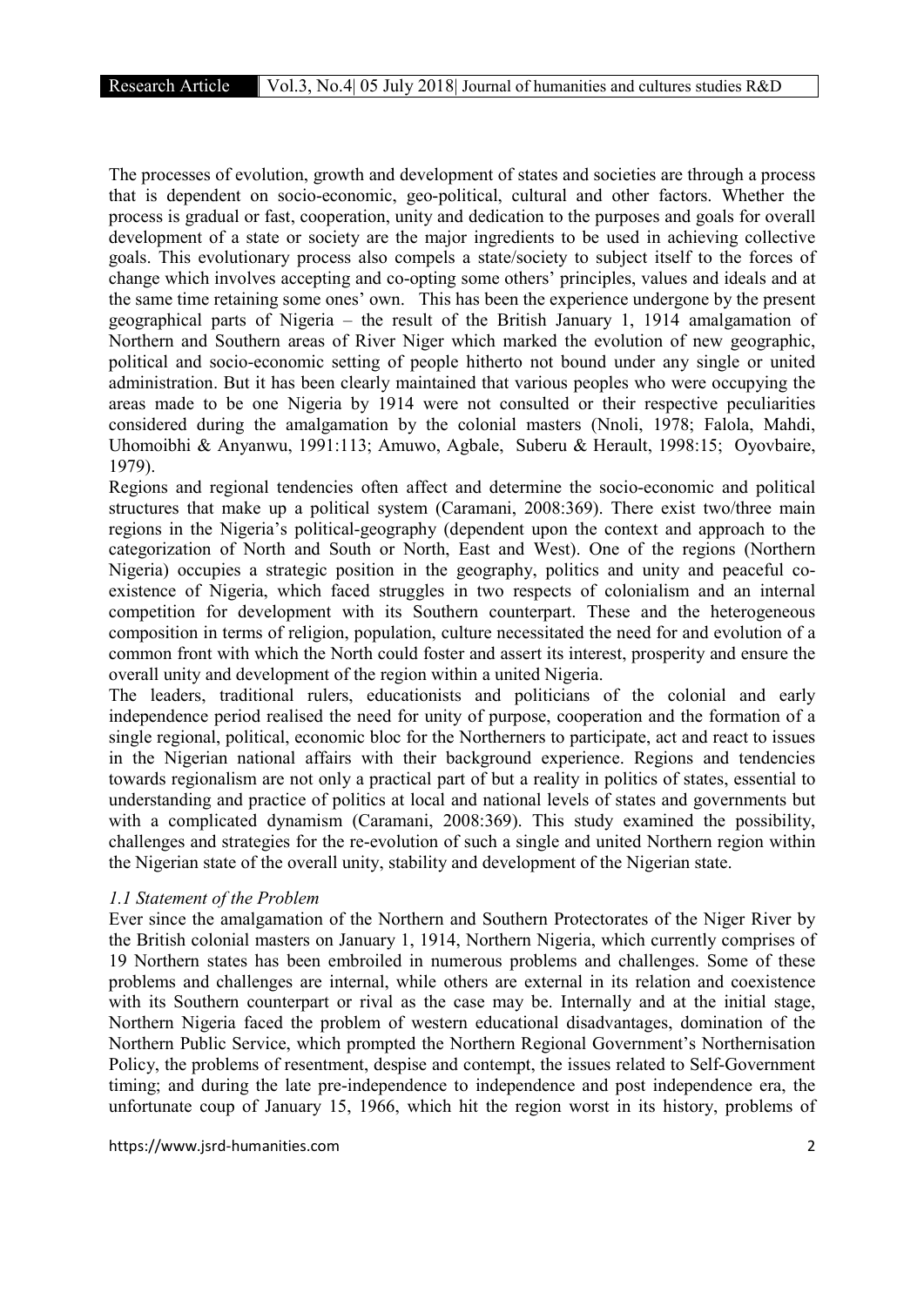The processes of evolution, growth and development of states and societies are through a process that is dependent on socio-economic, geo-political, cultural and other factors. Whether the process is gradual or fast, cooperation, unity and dedication to the purposes and goals for overall development of a state or society are the major ingredients to be used in achieving collective goals. This evolutionary process also compels a state/society to subject itself to the forces of change which involves accepting and co-opting some others' principles, values and ideals and at the same time retaining some ones' own. This has been the experience undergone by the present geographical parts of Nigeria – the result of the British January 1, 1914 amalgamation of Northern and Southern areas of River Niger which marked the evolution of new geographic, political and socio-economic setting of people hitherto not bound under any single or united administration. But it has been clearly maintained that various peoples who were occupying the areas made to be one Nigeria by 1914 were not consulted or their respective peculiarities considered during the amalgamation by the colonial masters (Nnoli, 1978; Falola, Mahdi, Uhomoibhi & Anyanwu, 1991:113; Amuwo, Agbale, Suberu & Herault, 1998:15; Oyovbaire, 1979).

Regions and regional tendencies often affect and determine the socio-economic and political structures that make up a political system (Caramani, 2008:369). There exist two/three main regions in the Nigeria's political-geography (dependent upon the context and approach to the categorization of North and South or North, East and West). One of the regions (Northern Nigeria) occupies a strategic position in the geography, politics and unity and peaceful co-existence of Nigeria, which faced struggles in two respects of colonialism and an internal competition for development with its Southern counterpart. These and the heterogeneous composition in terms of religion, population, culture necessitated the need for and evolution of a common front with which the North could foster and assert its interest, prosperity and ensure the overall unity and development of the region within a united Nigeria.

The leaders, traditional rulers, educationists and politicians of the colonial and early independence period realised the need for unity of purpose, cooperation and the formation of a single regional, political, economic bloc for the Northerners to participate, act and react to issues in the Nigerian national affairs with their background experience. Regions and tendencies towards regionalism are not only a practical part of but a reality in politics of states, essential to understanding and practice of politics at local and national levels of states and governments but with a complicated dynamism (Caramani, 2008:369). This study examined the possibility, challenges and strategies for the re-evolution of such a single and united Northern region within the Nigerian state of the overall unity, stability and development of the Nigerian state.

### *1.1 Statement of the Problem*

Ever since the amalgamation of the Northern and Southern Protectorates of the Niger River by the British colonial masters on January 1, 1914, Northern Nigeria, which currently comprises of 19 Northern states has been embroiled in numerous problems and challenges. Some of these problems and challenges are internal, while others are external in its relation and coexistence with its Southern counterpart or rival as the case may be. Internally and at the initial stage, Northern Nigeria faced the problem of western educational disadvantages, domination of the Northern Public Service, which prompted the Northern Regional Government's Northernisation Policy, the problems of resentment, despise and contempt, the issues related to Self-Government timing; and during the late pre-independence to independence and post independence era, the unfortunate coup of January 15, 1966, which hit the region worst in its history, problems of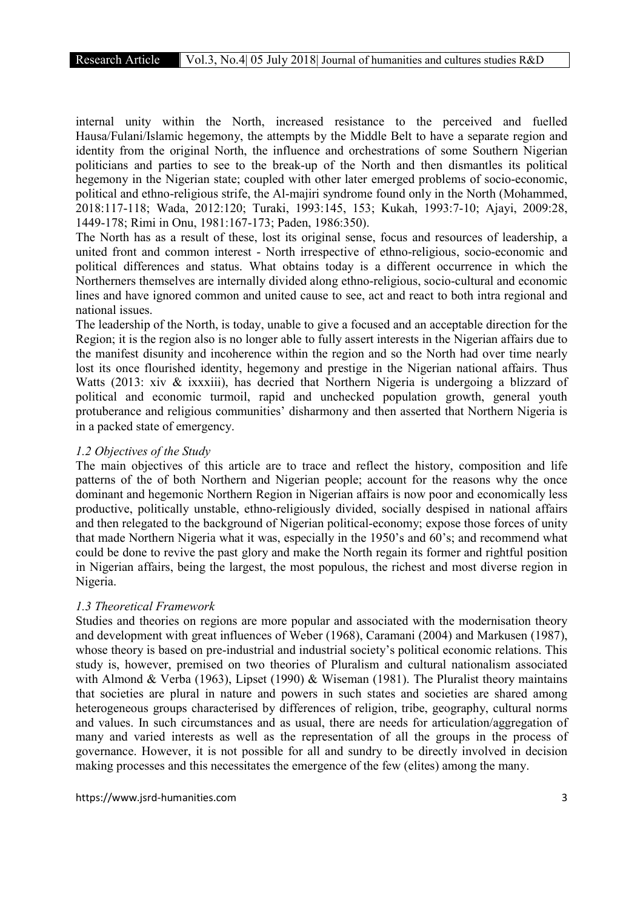internal unity within the North, increased resistance to the perceived and fuelled Hausa/Fulani/Islamic hegemony, the attempts by the Middle Belt to have a separate region and identity from the original North, the influence and orchestrations of some Southern Nigerian politicians and parties to see to the break-up of the North and then dismantles its political hegemony in the Nigerian state; coupled with other later emerged problems of socio-economic, political and ethno-religious strife, the Al-majiri syndrome found only in the North (Mohammed, 2018:117-118; Wada, 2012:120; Turaki, 1993:145, 153; Kukah, 1993:7-10; Ajayi, 2009:28, 1449-178; Rimi in Onu, 1981:167-173; Paden, 1986:350).

The North has as a result of these, lost its original sense, focus and resources of leadership, a united front and common interest - North irrespective of ethno-religious, socio-economic and political differences and status. What obtains today is a different occurrence in which the Northerners themselves are internally divided along ethno-religious, socio-cultural and economic lines and have ignored common and united cause to see, act and react to both intra regional and national issues.

The leadership of the North, is today, unable to give a focused and an acceptable direction for the Region; it is the region also is no longer able to fully assert interests in the Nigerian affairs due to the manifest disunity and incoherence within the region and so the North had over time nearly lost its once flourished identity, hegemony and prestige in the Nigerian national affairs. Thus Watts (2013: xiv & ixxxiii), has decried that Northern Nigeria is undergoing a blizzard of political and economic turmoil, rapid and unchecked population growth, general youth protuberance and religious communities' disharmony and then asserted that Northern Nigeria is in a packed state of emergency.

### *1.2 Objectives of the Study*

The main objectives of this article are to trace and reflect the history, composition and life patterns of the of both Northern and Nigerian people; account for the reasons why the once dominant and hegemonic Northern Region in Nigerian affairs is now poor and economically less productive, politically unstable, ethno-religiously divided, socially despised in national affairs and then relegated to the background of Nigerian political-economy; expose those forces of unity that made Northern Nigeria what it was, especially in the 1950's and 60's; and recommend what could be done to revive the past glory and make the North regain its former and rightful position in Nigerian affairs, being the largest, the most populous, the richest and most diverse region in Nigeria.

### *1.3 Theoretical Framework*

Studies and theories on regions are more popular and associated with the modernisation theory and development with great influences of Weber (1968), Caramani (2004) and Markusen (1987), whose theory is based on pre-industrial and industrial society's political economic relations. This study is, however, premised on two theories of Pluralism and cultural nationalism associated with Almond & Verba (1963), Lipset (1990) & Wiseman (1981). The Pluralist theory maintains that societies are plural in nature and powers in such states and societies are shared among heterogeneous groups characterised by differences of religion, tribe, geography, cultural norms and values. In such circumstances and as usual, there are needs for articulation/aggregation of many and varied interests as well as the representation of all the groups in the process of governance. However, it is not possible for all and sundry to be directly involved in decision making processes and this necessitates the emergence of the few (elites) among the many.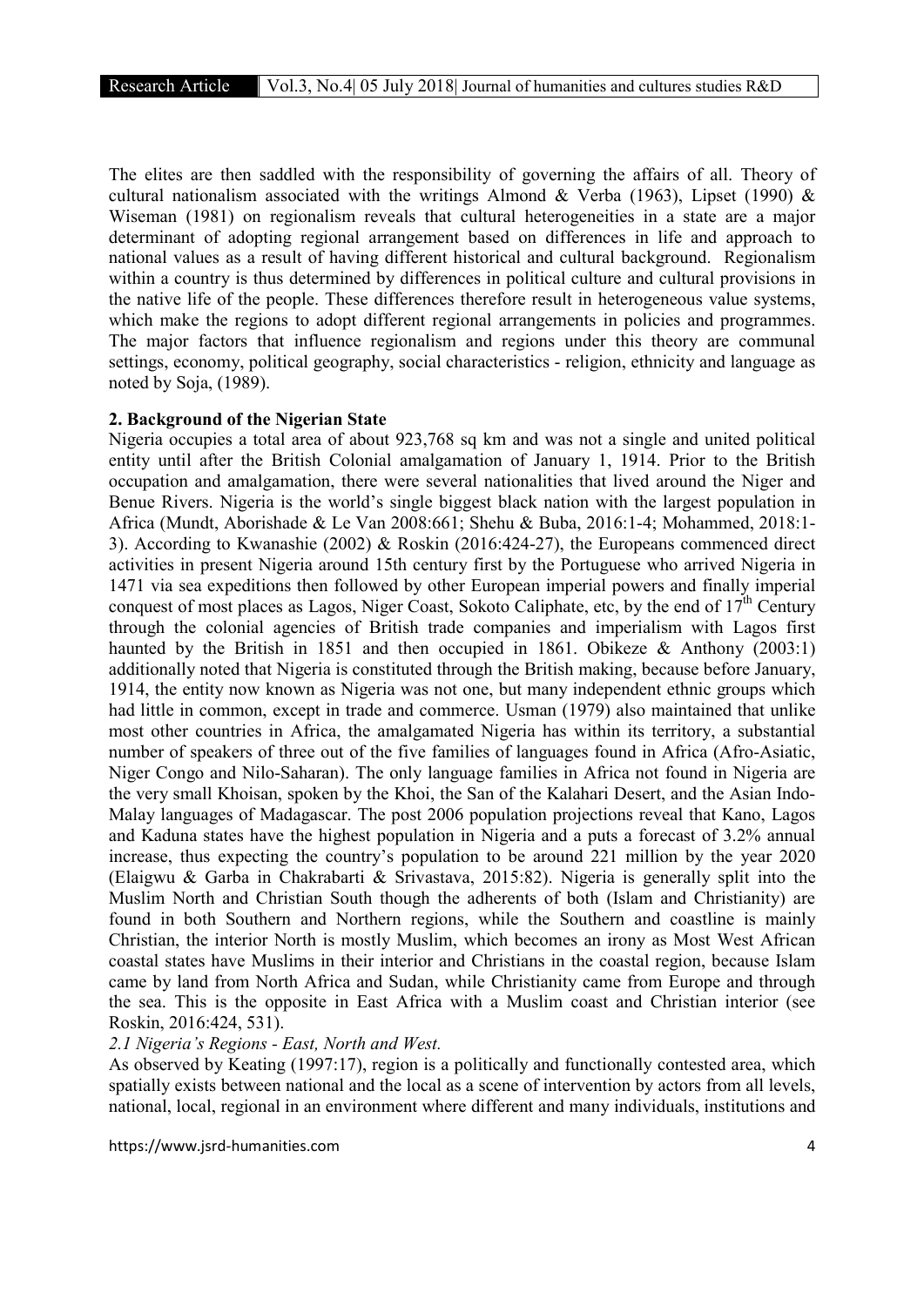The elites are then saddled with the responsibility of governing the affairs of all. Theory of cultural nationalism associated with the writings Almond & Verba (1963), Lipset (1990) & Wiseman (1981) on regionalism reveals that cultural heterogeneities in a state are a major determinant of adopting regional arrangement based on differences in life and approach to national values as a result of having different historical and cultural background. Regionalism within a country is thus determined by differences in political culture and cultural provisions in the native life of the people. These differences therefore result in heterogeneous value systems, which make the regions to adopt different regional arrangements in policies and programmes. The major factors that influence regionalism and regions under this theory are communal settings, economy, political geography, social characteristics - religion, ethnicity and language as noted by Soja, (1989).

## 2. Background of the Nigerian State

Nigeria occupies a total area of about 923,768 sq km and was not a single and united political entity until after the British Colonial amalgamation of January 1, 1914. Prior to the British occupation and amalgamation, there were several nationalities that lived around the Niger and Benue Rivers. Nigeria is the world's single biggest black nation with the largest population in Africa (Mundt, Aborishade & Le Van 2008:661; Shehu & Buba, 2016:1-4; Mohammed, 2018:1-3). According to Kwanashie (2002) & Roskin (2016:424-27), the Europeans commenced direct activities in present Nigeria around 15th century first by the Portuguese who arrived Nigeria in 1471 via sea expeditions then followed by other European imperial powers and finally imperial conquest of most places as Lagos, Niger Coast, Sokoto Caliphate, etc, by the end of 17th Century through the colonial agencies of British trade companies and imperialism with Lagos first haunted by the British in 1851 and then occupied in 1861. Obikeze & Anthony (2003:1) additionally noted that Nigeria is constituted through the British making, because before January, 1914, the entity now known as Nigeria was not one, but many independent ethnic groups which had little in common, except in trade and commerce. Usman (1979) also maintained that unlike most other countries in Africa, the amalgamated Nigeria has within its territory, a substantial number of speakers of three out of the five families of languages found in Africa (Afro-Asiatic, Niger Congo and Nilo-Saharan). The only language families in Africa not found in Nigeria are the very small Khoisan, spoken by the Khoi, the San of the Kalahari Desert, and the Asian Indo-Malay languages of Madagascar. The post 2006 population projections reveal that Kano, Lagos and Kaduna states have the highest population in Nigeria and a puts a forecast of 3.2% annual increase, thus expecting the country's population to be around 221 million by the year 2020 (Elaigwu & Garba in Chakrabarti & Srivastava, 2015:82). Nigeria is generally split into the Muslim North and Christian South though the adherents of both (Islam and Christianity) are found in both Southern and Northern regions, while the Southern and coastline is mainly Christian, the interior North is mostly Muslim, which becomes an irony as Most West African coastal states have Muslims in their interior and Christians in the coastal region, because Islam came by land from North Africa and Sudan, while Christianity came from Europe and through the sea. This is the opposite in East Africa with a Muslim coast and Christian interior (see Roskin, 2016:424, 531).

### *2.1 Nigeria's Regions - East, North and West.*

As observed by Keating (1997:17), region is a politically and functionally contested area, which spatially exists between national and the local as a scene of intervention by actors from all levels, national, local, regional in an environment where different and many individuals, institutions and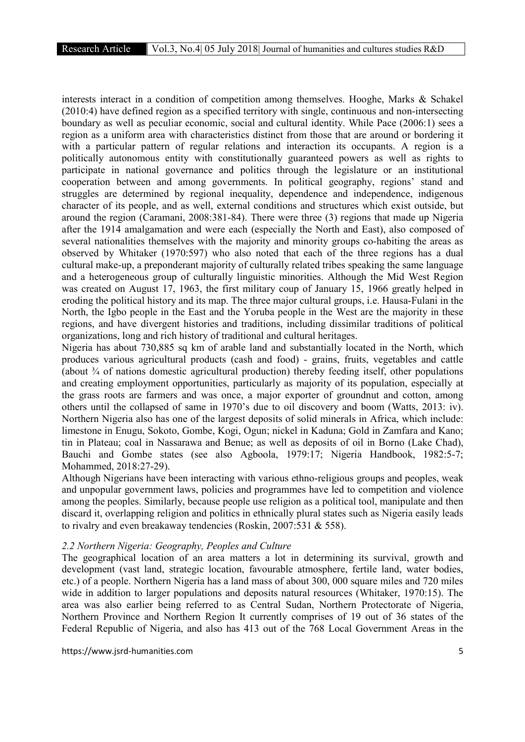interests interact in a condition of competition among themselves. Hooghe, Marks & Schakel (2010:4) have defined region as a specified territory with single, continuous and non-intersecting boundary as well as peculiar economic, social and cultural identity. While Pace (2006:1) sees a region as a uniform area with characteristics distinct from those that are around or bordering it with a particular pattern of regular relations and interaction its occupants. A region is a politically autonomous entity with constitutionally guaranteed powers as well as rights to participate in national governance and politics through the legislature or an institutional cooperation between and among governments. In political geography, regions' stand and struggles are determined by regional inequality, dependence and independence, indigenous character of its people, and as well, external conditions and structures which exist outside, but around the region (Caramani, 2008:381-84). There were three (3) regions that made up Nigeria after the 1914 amalgamation and were each (especially the North and East), also composed of several nationalities themselves with the majority and minority groups co-habiting the areas as observed by Whitaker (1970:597) who also noted that each of the three regions has a dual cultural make-up, a preponderant majority of culturally related tribes speaking the same language and a heterogeneous group of culturally linguistic minorities. Although the Mid West Region was created on August 17, 1963, the first military coup of January 15, 1966 greatly helped in eroding the political history and its map. The three major cultural groups, i.e. Hausa-Fulani in the North, the Igbo people in the East and the Yoruba people in the West are the majority in these regions, and have divergent histories and traditions, including dissimilar traditions of political organizations, long and rich history of traditional and cultural heritages.

Nigeria has about 730,885 sq km of arable land and substantially located in the North, which produces various agricultural products (cash and food) - grains, fruits, vegetables and cattle (about ¾ of nations domestic agricultural production) thereby feeding itself, other populations and creating employment opportunities, particularly as majority of its population, especially at the grass roots are farmers and was once, a major exporter of groundnut and cotton, among others until the collapsed of same in 1970's due to oil discovery and boom (Watts, 2013: iv). Northern Nigeria also has one of the largest deposits of solid minerals in Africa, which include: limestone in Enugu, Sokoto, Gombe, Kogi, Ogun; nickel in Kaduna; Gold in Zamfara and Kano; tin in Plateau; coal in Nassarawa and Benue; as well as deposits of oil in Borno (Lake Chad), Bauchi and Gombe states (see also Agboola, 1979:17; Nigeria Handbook, 1982:5-7; Mohammed, 2018:27-29).

Although Nigerians have been interacting with various ethno-religious groups and peoples, weak and unpopular government laws, policies and programmes have led to competition and violence among the peoples. Similarly, because people use religion as a political tool, manipulate and then discard it, overlapping religion and politics in ethnically plural states such as Nigeria easily leads to rivalry and even breakaway tendencies (Roskin, 2007:531 & 558).

### *2.2 Northern Nigeria: Geography, Peoples and Culture*

The geographical location of an area matters a lot in determining its survival, growth and development (vast land, strategic location, favourable atmosphere, fertile land, water bodies, etc.) of a people. Northern Nigeria has a land mass of about 300, 000 square miles and 720 miles wide in addition to larger populations and deposits natural resources (Whitaker, 1970:15). The area was also earlier being referred to as Central Sudan, Northern Protectorate of Nigeria, Northern Province and Northern Region It currently comprises of 19 out of 36 states of the Federal Republic of Nigeria, and also has 413 out of the 768 Local Government Areas in the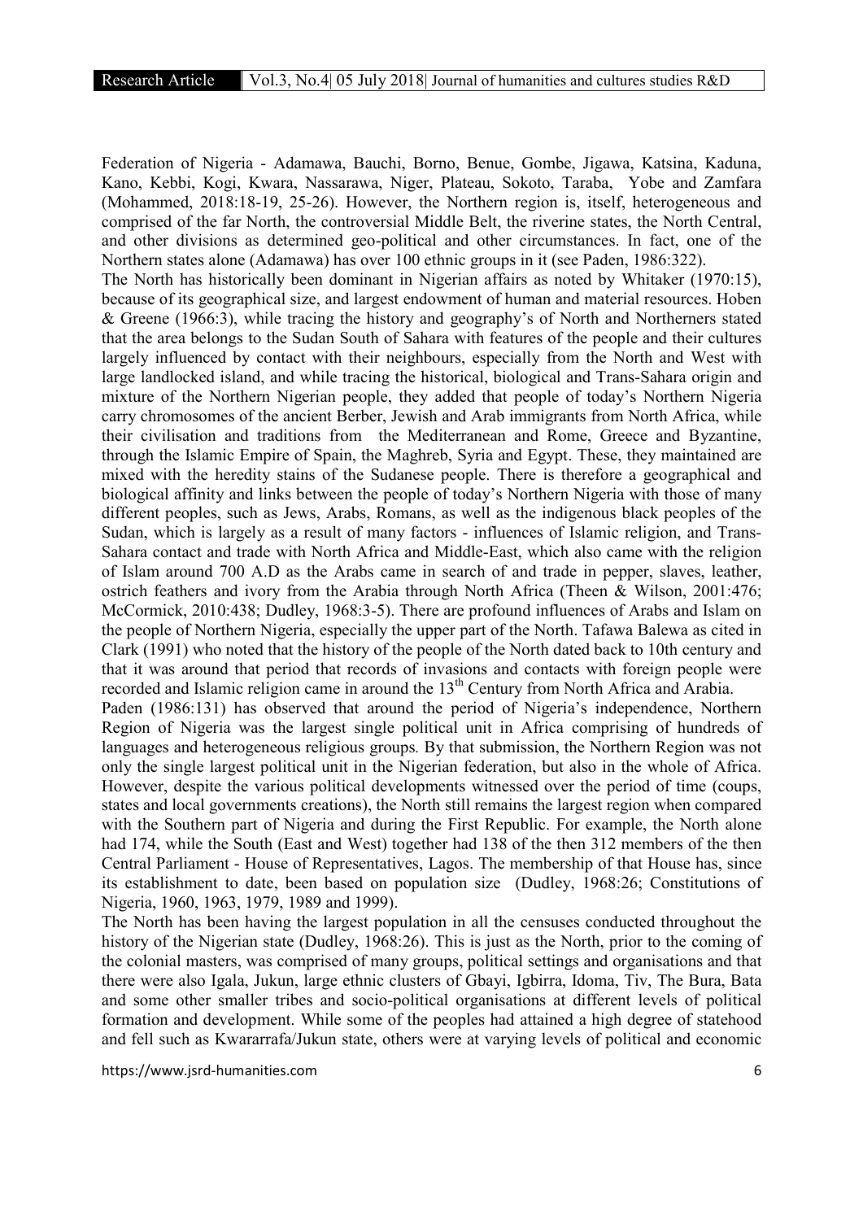Federation of Nigeria - Adamawa, Bauchi, Borno, Benue, Gombe, Jigawa, Katsina, Kaduna, Kano, Kebbi, Kogi, Kwara, Nassarawa, Niger, Plateau, Sokoto, Taraba, Yobe and Zamfara (Mohammed, 2018:18-19, 25-26). However, the Northern region is, itself, heterogeneous and comprised of the far North, the controversial Middle Belt, the riverine states, the North Central, and other divisions as determined geo-political and other circumstances. In fact, one of the Northern states alone (Adamawa) has over 100 ethnic groups in it (see Paden, 1986:322).

The North has historically been dominant in Nigerian affairs as noted by Whitaker (1970:15), because of its geographical size, and largest endowment of human and material resources. Hoben & Greene (1966:3), while tracing the history and geography's of North and Northerners stated that the area belongs to the Sudan South of Sahara with features of the people and their cultures largely influenced by contact with their neighbours, especially from the North and West with large landlocked island, and while tracing the historical, biological and Trans-Sahara origin and mixture of the Northern Nigerian people, they added that people of today's Northern Nigeria carry chromosomes of the ancient Berber, Jewish and Arab immigrants from North Africa, while their civilisation and traditions from the Mediterranean and Rome, Greece and Byzantine, through the Islamic Empire of Spain, the Maghreb, Syria and Egypt. These, they maintained are mixed with the heredity stains of the Sudanese people. There is therefore a geographical and biological affinity and links between the people of today's Northern Nigeria with those of many different peoples, such as Jews, Arabs, Romans, as well as the indigenous black peoples of the Sudan, which is largely as a result of many factors - influences of Islamic religion, and Trans-Sahara contact and trade with North Africa and Middle-East, which also came with the religion of Islam around 700 A.D as the Arabs came in search of and trade in pepper, slaves, leather, ostrich feathers and ivory from the Arabia through North Africa (Theen & Wilson, 2001:476; McCormick, 2010:438; Dudley, 1968:3-5). There are profound influences of Arabs and Islam on the people of Northern Nigeria, especially the upper part of the North. Tafawa Balewa as cited in Clark (1991) who noted that the history of the people of the North dated back to 10th century and that it was around that period that records of invasions and contacts with foreign people were recorded and Islamic religion came in around the 13th Century from North Africa and Arabia.

Paden (1986:131) has observed that around the period of Nigeria's independence, Northern Region of Nigeria was the largest single political unit in Africa comprising of hundreds of languages and heterogeneous religious groups. By that submission, the Northern Region was not only the single largest political unit in the Nigerian federation, but also in the whole of Africa. However, despite the various political developments witnessed over the period of time (coups, states and local governments creations), the North still remains the largest region when compared with the Southern part of Nigeria and during the First Republic. For example, the North alone had 174, while the South (East and West) together had 138 of the then 312 members of the then Central Parliament - House of Representatives, Lagos. The membership of that House has, since its establishment to date, been based on population size (Dudley, 1968:26; Constitutions of Nigeria, 1960, 1963, 1979, 1989 and 1999).

The North has been having the largest population in all the censuses conducted throughout the history of the Nigerian state (Dudley, 1968:26). This is just as the North, prior to the coming of the colonial masters, was comprised of many groups, political settings and organisations and that there were also Igala, Jukun, large ethnic clusters of Gbayi, Igbirra, Idoma, Tiv, The Bura, Bata and some other smaller tribes and socio-political organisations at different levels of political formation and development. While some of the peoples had attained a high degree of statehood and fell such as Kwararrafa/Jukun state, others were at varying levels of political and economic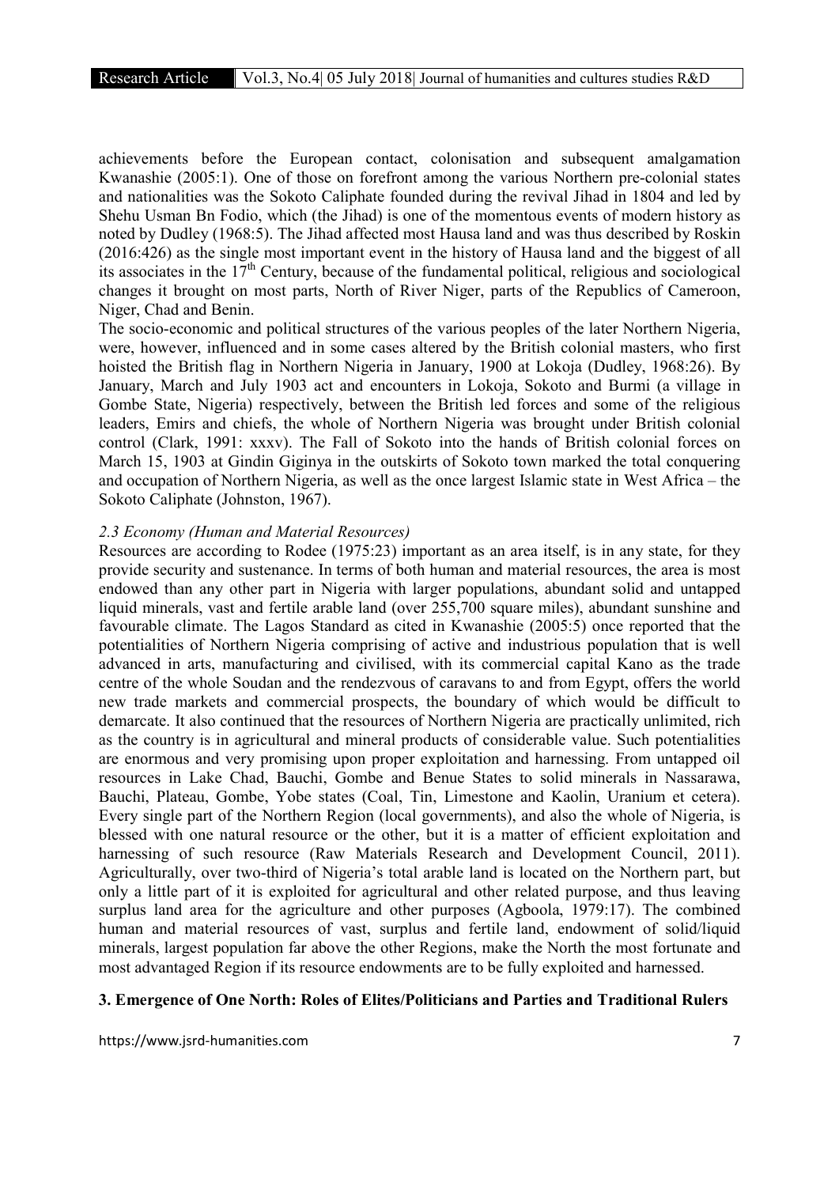achievements before the European contact, colonisation and subsequent amalgamation Kwanashie (2005:1). One of those on forefront among the various Northern pre-colonial states and nationalities was the Sokoto Caliphate founded during the revival Jihad in 1804 and led by Shehu Usman Bn Fodio, which (the Jihad) is one of the momentous events of modern history as noted by Dudley (1968:5). The Jihad affected most Hausa land and was thus described by Roskin (2016:426) as the single most important event in the history of Hausa land and the biggest of all its associates in the 17th Century, because of the fundamental political, religious and sociological changes it brought on most parts, North of River Niger, parts of the Republics of Cameroon, Niger, Chad and Benin.

The socio-economic and political structures of the various peoples of the later Northern Nigeria, were, however, influenced and in some cases altered by the British colonial masters, who first hoisted the British flag in Northern Nigeria in January, 1900 at Lokoja (Dudley, 1968:26). By January, March and July 1903 act and encounters in Lokoja, Sokoto and Burmi (a village in Gombe State, Nigeria) respectively, between the British led forces and some of the religious leaders, Emirs and chiefs, the whole of Northern Nigeria was brought under British colonial control (Clark, 1991: xxxv). The Fall of Sokoto into the hands of British colonial forces on March 15, 1903 at Gindin Giginya in the outskirts of Sokoto town marked the total conquering and occupation of Northern Nigeria, as well as the once largest Islamic state in West Africa – the Sokoto Caliphate (Johnston, 1967).

### *2.3 Economy (Human and Material Resources)*

Resources are according to Rodee (1975:23) important as an area itself, is in any state, for they provide security and sustenance. In terms of both human and material resources, the area is most endowed than any other part in Nigeria with larger populations, abundant solid and untapped liquid minerals, vast and fertile arable land (over 255,700 square miles), abundant sunshine and favourable climate. The Lagos Standard as cited in Kwanashie (2005:5) once reported that the potentialities of Northern Nigeria comprising of active and industrious population that is well advanced in arts, manufacturing and civilised, with its commercial capital Kano as the trade centre of the whole Soudan and the rendezvous of caravans to and from Egypt, offers the world new trade markets and commercial prospects, the boundary of which would be difficult to demarcate. It also continued that the resources of Northern Nigeria are practically unlimited, rich as the country is in agricultural and mineral products of considerable value. Such potentialities are enormous and very promising upon proper exploitation and harnessing. From untapped oil resources in Lake Chad, Bauchi, Gombe and Benue States to solid minerals in Nassarawa, Bauchi, Plateau, Gombe, Yobe states (Coal, Tin, Limestone and Kaolin, Uranium et cetera). Every single part of the Northern Region (local governments), and also the whole of Nigeria, is blessed with one natural resource or the other, but it is a matter of efficient exploitation and harnessing of such resource (Raw Materials Research and Development Council, 2011). Agriculturally, over two-third of Nigeria's total arable land is located on the Northern part, but only a little part of it is exploited for agricultural and other related purpose, and thus leaving surplus land area for the agriculture and other purposes (Agboola, 1979:17). The combined human and material resources of vast, surplus and fertile land, endowment of solid/liquid minerals, largest population far above the other Regions, make the North the most fortunate and most advantaged Region if its resource endowments are to be fully exploited and harnessed.

## **3. Emergence of One North: Roles of Elites/Politicians and Parties and Traditional Rulers**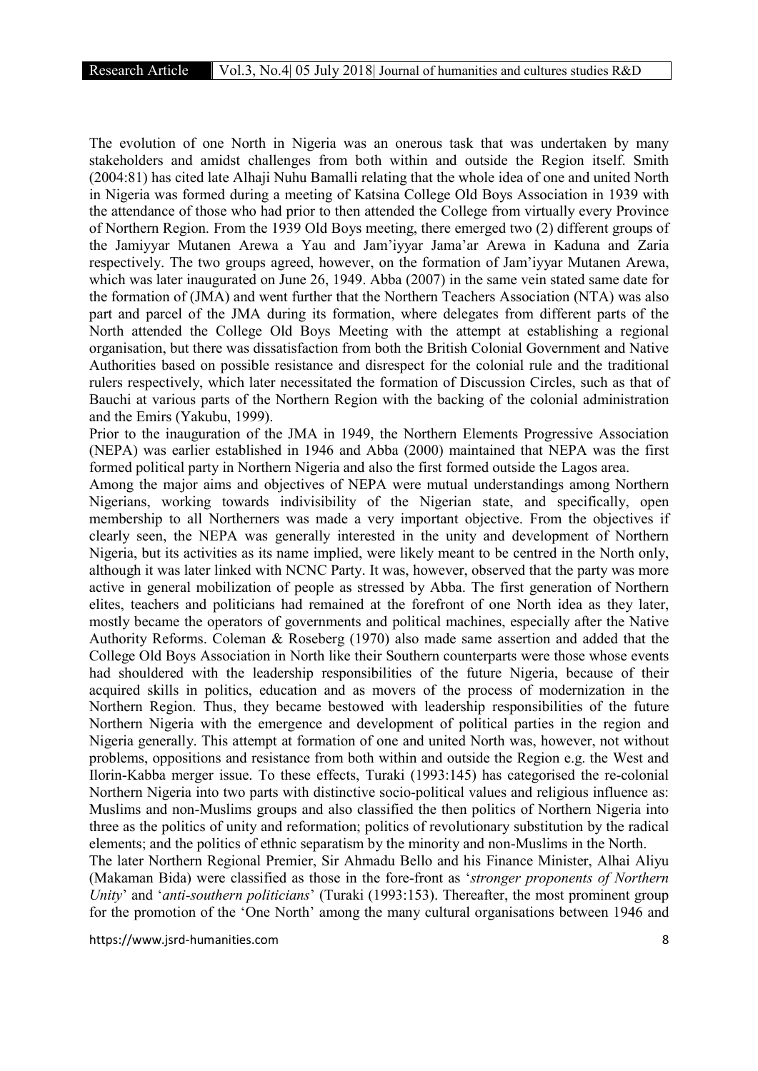The evolution of one North in Nigeria was an onerous task that was undertaken by many stakeholders and amidst challenges from both within and outside the Region itself. Smith (2004:81) has cited late Alhaji Nuhu Bamalli relating that the whole idea of one and united North in Nigeria was formed during a meeting of Katsina College Old Boys Association in 1939 with the attendance of those who had prior to then attended the College from virtually every Province of Northern Region. From the 1939 Old Boys meeting, there emerged two (2) different groups of the Jamiyyar Mutanen Arewa a Yau and Jam'iyyar Jama'ar Arewa in Kaduna and Zaria respectively. The two groups agreed, however, on the formation of Jam'iyyar Mutanen Arewa, which was later inaugurated on June 26, 1949. Abba (2007) in the same vein stated same date for the formation of (JMA) and went further that the Northern Teachers Association (NTA) was also part and parcel of the JMA during its formation, where delegates from different parts of the North attended the College Old Boys Meeting with the attempt at establishing a regional organisation, but there was dissatisfaction from both the British Colonial Government and Native Authorities based on possible resistance and disrespect for the colonial rule and the traditional rulers respectively, which later necessitated the formation of Discussion Circles, such as that of Bauchi at various parts of the Northern Region with the backing of the colonial administration and the Emirs (Yakubu, 1999).

Prior to the inauguration of the JMA in 1949, the Northern Elements Progressive Association (NEPA) was earlier established in 1946 and Abba (2000) maintained that NEPA was the first formed political party in Northern Nigeria and also the first formed outside the Lagos area.

Among the major aims and objectives of NEPA were mutual understandings among Northern Nigerians, working towards indivisibility of the Nigerian state, and specifically, open membership to all Northerners was made a very important objective. From the objectives if clearly seen, the NEPA was generally interested in the unity and development of Northern Nigeria, but its activities as its name implied, were likely meant to be centred in the North only, although it was later linked with NCNC Party. It was, however, observed that the party was more active in general mobilization of people as stressed by Abba. The first generation of Northern elites, teachers and politicians had remained at the forefront of one North idea as they later, mostly became the operators of governments and political machines, especially after the Native Authority Reforms. Coleman & Roseberg (1970) also made same assertion and added that the College Old Boys Association in North like their Southern counterparts were those whose events had shouldered with the leadership responsibilities of the future Nigeria, because of their acquired skills in politics, education and as movers of the process of modernization in the Northern Region. Thus, they became bestowed with leadership responsibilities of the future Northern Nigeria with the emergence and development of political parties in the region and Nigeria generally. This attempt at formation of one and united North was, however, not without problems, oppositions and resistance from both within and outside the Region e.g. the West and Ilorin-Kabba merger issue. To these effects, Turaki (1993:145) has categorised the re-colonial Northern Nigeria into two parts with distinctive socio-political values and religious influence as: Muslims and non-Muslims groups and also classified the then politics of Northern Nigeria into three as the politics of unity and reformation; politics of revolutionary substitution by the radical elements; and the politics of ethnic separatism by the minority and non-Muslims in the North.

The later Northern Regional Premier, Sir Ahmadu Bello and his Finance Minister, Alhai Aliyu (Makaman Bida) were classified as those in the fore-front as '*stronger proponents of Northern Unity*' and '*anti-southern politicians*' (Turaki (1993:153). Thereafter, the most prominent group for the promotion of the 'One North' among the many cultural organisations between 1946 and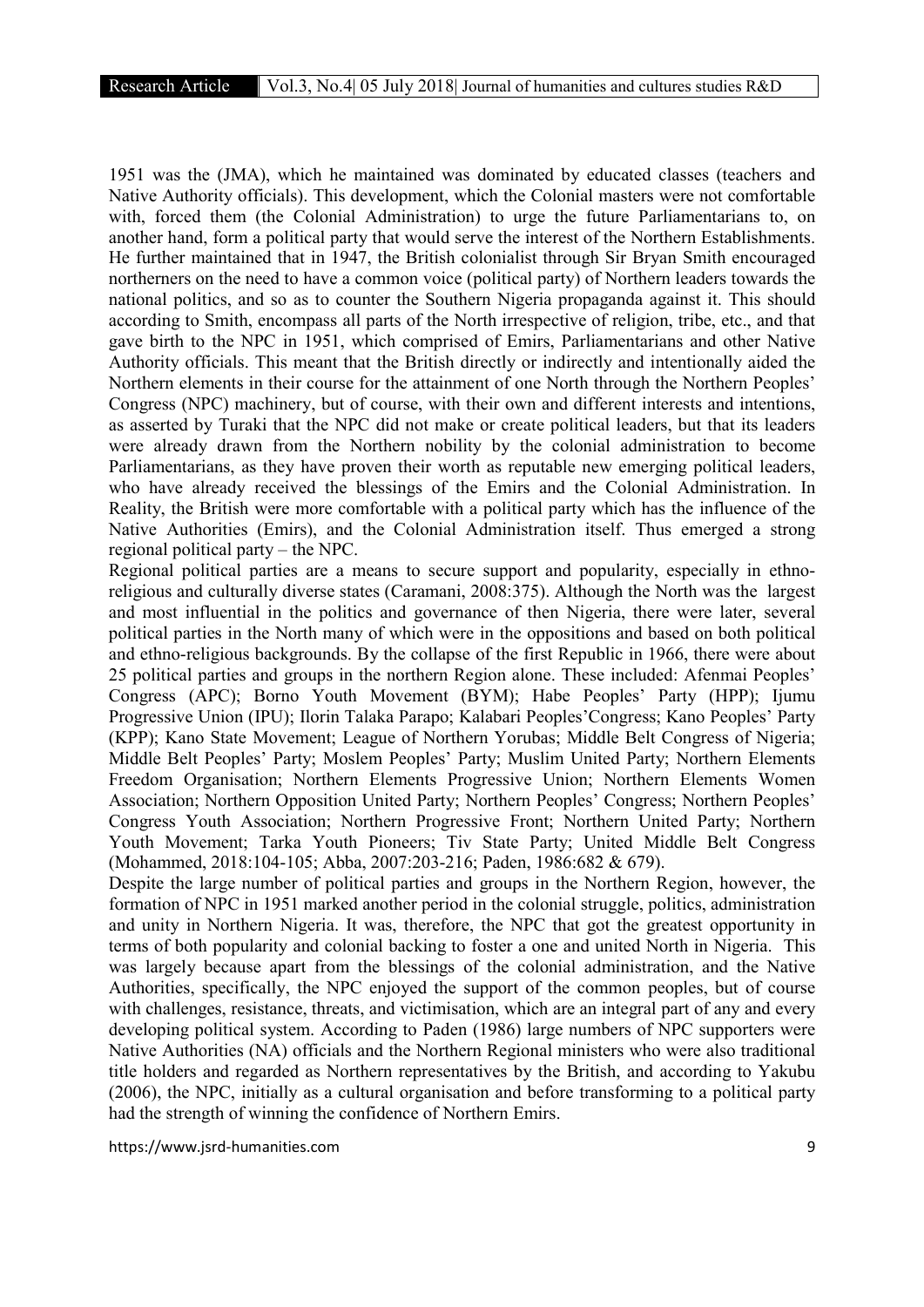1951 was the (JMA), which he maintained was dominated by educated classes (teachers and Native Authority officials). This development, which the Colonial masters were not comfortable with, forced them (the Colonial Administration) to urge the future Parliamentarians to, on another hand, form a political party that would serve the interest of the Northern Establishments. He further maintained that in 1947, the British colonialist through Sir Bryan Smith encouraged northerners on the need to have a common voice (political party) of Northern leaders towards the national politics, and so as to counter the Southern Nigeria propaganda against it. This should according to Smith, encompass all parts of the North irrespective of religion, tribe, etc., and that gave birth to the NPC in 1951, which comprised of Emirs, Parliamentarians and other Native Authority officials. This meant that the British directly or indirectly and intentionally aided the Northern elements in their course for the attainment of one North through the Northern Peoples' Congress (NPC) machinery, but of course, with their own and different interests and intentions, as asserted by Turaki that the NPC did not make or create political leaders, but that its leaders were already drawn from the Northern nobility by the colonial administration to become Parliamentarians, as they have proven their worth as reputable new emerging political leaders, who have already received the blessings of the Emirs and the Colonial Administration. In Reality, the British were more comfortable with a political party which has the influence of the Native Authorities (Emirs), and the Colonial Administration itself. Thus emerged a strong regional political party – the NPC.

Regional political parties are a means to secure support and popularity, especially in ethno-religious and culturally diverse states (Caramani, 2008:375). Although the North was the largest and most influential in the politics and governance of then Nigeria, there were later, several political parties in the North many of which were in the oppositions and based on both political and ethno-religious backgrounds. By the collapse of the first Republic in 1966, there were about 25 political parties and groups in the northern Region alone. These included: Afenmai Peoples' Congress (APC); Borno Youth Movement (BYM); Habe Peoples' Party (HPP); Ijumu Progressive Union (IPU); Ilorin Talaka Parapo; Kalabari Peoples'Congress; Kano Peoples' Party (KPP); Kano State Movement; League of Northern Yorubas; Middle Belt Congress of Nigeria; Middle Belt Peoples' Party; Moslem Peoples' Party; Muslim United Party; Northern Elements Freedom Organisation; Northern Elements Progressive Union; Northern Elements Women Association; Northern Opposition United Party; Northern Peoples' Congress; Northern Peoples' Congress Youth Association; Northern Progressive Front; Northern United Party; Northern Youth Movement; Tarka Youth Pioneers; Tiv State Party; United Middle Belt Congress (Mohammed, 2018:104-105; Abba, 2007:203-216; Paden, 1986:682 & 679).

Despite the large number of political parties and groups in the Northern Region, however, the formation of NPC in 1951 marked another period in the colonial struggle, politics, administration and unity in Northern Nigeria. It was, therefore, the NPC that got the greatest opportunity in terms of both popularity and colonial backing to foster a one and united North in Nigeria. This was largely because apart from the blessings of the colonial administration, and the Native Authorities, specifically, the NPC enjoyed the support of the common peoples, but of course with challenges, resistance, threats, and victimisation, which are an integral part of any and every developing political system. According to Paden (1986) large numbers of NPC supporters were Native Authorities (NA) officials and the Northern Regional ministers who were also traditional title holders and regarded as Northern representatives by the British, and according to Yakubu (2006), the NPC, initially as a cultural organisation and before transforming to a political party had the strength of winning the confidence of Northern Emirs.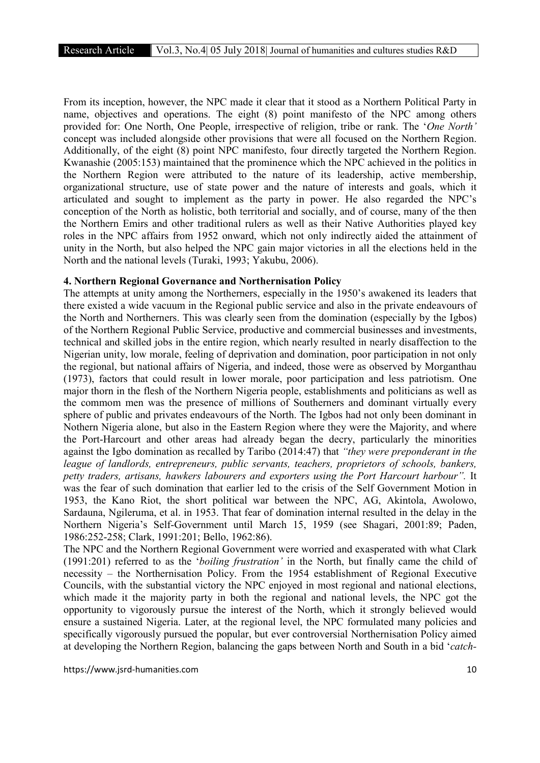From its inception, however, the NPC made it clear that it stood as a Northern Political Party in name, objectives and operations. The eight (8) point manifesto of the NPC among others provided for: One North, One People, irrespective of religion, tribe or rank. The '*One North'* concept was included alongside other provisions that were all focused on the Northern Region. Additionally, of the eight (8) point NPC manifesto, four directly targeted the Northern Region. Kwanashie (2005:153) maintained that the prominence which the NPC achieved in the politics in the Northern Region were attributed to the nature of its leadership, active membership, organizational structure, use of state power and the nature of interests and goals, which it articulated and sought to implement as the party in power. He also regarded the NPC's conception of the North as holistic, both territorial and socially, and of course, many of the then the Northern Emirs and other traditional rulers as well as their Native Authorities played key roles in the NPC affairs from 1952 onward, which not only indirectly aided the attainment of unity in the North, but also helped the NPC gain major victories in all the elections held in the North and the national levels (Turaki, 1993; Yakubu, 2006).

## 4. Northern Regional Governance and Northernisation Policy

The attempts at unity among the Northerners, especially in the 1950's awakened its leaders that there existed a wide vacuum in the Regional public service and also in the private endeavours of the North and Northerners. This was clearly seen from the domination (especially by the Igbos) of the Northern Regional Public Service, productive and commercial businesses and investments, technical and skilled jobs in the entire region, which nearly resulted in nearly disaffection to the Nigerian unity, low morale, feeling of deprivation and domination, poor participation in not only the regional, but national affairs of Nigeria, and indeed, those were as observed by Morganthau (1973), factors that could result in lower morale, poor participation and less patriotism. One major thorn in the flesh of the Northern Nigeria people, establishments and politicians as well as the commom men was the presence of millions of Southerners and dominant virtually every sphere of public and privates endeavours of the North. The Igbos had not only been dominant in Nothern Nigeria alone, but also in the Eastern Region where they were the Majority, and where the Port-Harcourt and other areas had already began the decry, particularly the minorities against the Igbo domination as recalled by Taribo (2014:47) that *"they were preponderant in the league of landlords, entrepreneurs, public servants, teachers, proprietors of schools, bankers, petty traders, artisans, hawkers labourers and exporters using the Port Harcourt harbour"*. It was the fear of such domination that earlier led to the crisis of the Self Government Motion in 1953, the Kano Riot, the short political war between the NPC, AG, Akintola, Awolowo, Sardauna, Ngileruma, et al. in 1953. That fear of domination internal resulted in the delay in the Northern Nigeria's Self-Government until March 15, 1959 (see Shagari, 2001:89; Paden, 1986:252-258; Clark, 1991:201; Bello, 1962:86).

The NPC and the Northern Regional Government were worried and exasperated with what Clark (1991:201) referred to as the '*boiling frustration'* in the North, but finally came the child of necessity – the Northernisation Policy. From the 1954 establishment of Regional Executive Councils, with the substantial victory the NPC enjoyed in most regional and national elections, which made it the majority party in both the regional and national levels, the NPC got the opportunity to vigorously pursue the interest of the North, which it strongly believed would ensure a sustained Nigeria. Later, at the regional level, the NPC formulated many policies and specifically vigorously pursued the popular, but ever controversial Northernisation Policy aimed at developing the Northern Region, balancing the gaps between North and South in a bid '*catch-*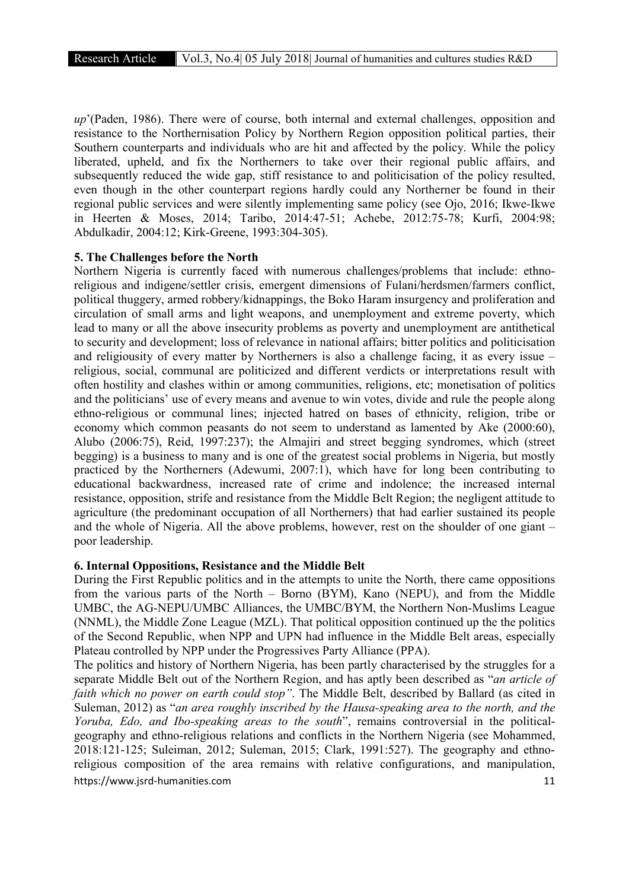*up*'(Paden, 1986). There were of course, both internal and external challenges, opposition and resistance to the Northernisation Policy by Northern Region opposition political parties, their Southern counterparts and individuals who are hit and affected by the policy. While the policy liberated, upheld, and fix the Northerners to take over their regional public affairs, and subsequently reduced the wide gap, stiff resistance to and politicisation of the policy resulted, even though in the other counterpart regions hardly could any Northerner be found in their regional public services and were silently implementing same policy (see Ojo, 2016; Ikwe-Ikwe in Heerten & Moses, 2014; Taribo, 2014:47-51; Achebe, 2012:75-78; Kurfi, 2004:98; Abdulkadir, 2004:12; Kirk-Greene, 1993:304-305).

## 5. The Challenges before the North

Northern Nigeria is currently faced with numerous challenges/problems that include: ethno-religious and indigene/settler crisis, emergent dimensions of Fulani/herdsmen/farmers conflict, political thuggery, armed robbery/kidnappings, the Boko Haram insurgency and proliferation and circulation of small arms and light weapons, and unemployment and extreme poverty, which lead to many or all the above insecurity problems as poverty and unemployment are antithetical to security and development; loss of relevance in national affairs; bitter politics and politicisation and religiousity of every matter by Northerners is also a challenge facing, it as every issue – religious, social, communal are politicized and different verdicts or interpretations result with often hostility and clashes within or among communities, religions, etc; monetisation of politics and the politicians' use of every means and avenue to win votes, divide and rule the people along ethno-religious or communal lines; injected hatred on bases of ethnicity, religion, tribe or economy which common peasants do not seem to understand as lamented by Ake (2000:60), Alubo (2006:75), Reid, 1997:237); the Almajiri and street begging syndromes, which (street begging) is a business to many and is one of the greatest social problems in Nigeria, but mostly practiced by the Northerners (Adewumi, 2007:1), which have for long been contributing to educational backwardness, increased rate of crime and indolence; the increased internal resistance, opposition, strife and resistance from the Middle Belt Region; the negligent attitude to agriculture (the predominant occupation of all Northerners) that had earlier sustained its people and the whole of Nigeria. All the above problems, however, rest on the shoulder of one giant – poor leadership.

## 6. Internal Oppositions, Resistance and the Middle Belt

During the First Republic politics and in the attempts to unite the North, there came oppositions from the various parts of the North – Borno (BYM), Kano (NEPU), and from the Middle UMBC, the AG-NEPU/UMBC Alliances, the UMBC/BYM, the Northern Non-Muslims League (NNML), the Middle Zone League (MZL). That political opposition continued up the the politics of the Second Republic, when NPP and UPN had influence in the Middle Belt areas, especially Plateau controlled by NPP under the Progressives Party Alliance (PPA).

The politics and history of Northern Nigeria, has been partly characterised by the struggles for a separate Middle Belt out of the Northern Region, and has aptly been described as "*an article of faith which no power on earth could stop"*. The Middle Belt, described by Ballard (as cited in Suleman, 2012) as "*an area roughly inscribed by the Hausa-speaking area to the north, and the Yoruba, Edo, and Ibo-speaking areas to the south*", remains controversial in the political-geography and ethno-religious relations and conflicts in the Northern Nigeria (see Mohammed, 2018:121-125; Suleiman, 2012; Suleman, 2015; Clark, 1991:527). The geography and ethno-religious composition of the area remains with relative configurations, and manipulation,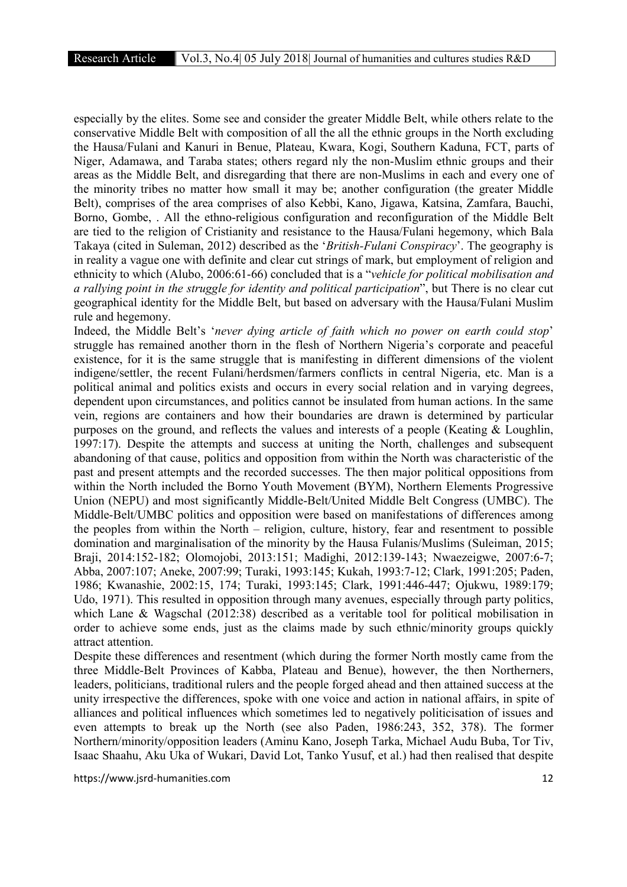especially by the elites. Some see and consider the greater Middle Belt, while others relate to the conservative Middle Belt with composition of all the all the ethnic groups in the North excluding the Hausa/Fulani and Kanuri in Benue, Plateau, Kwara, Kogi, Southern Kaduna, FCT, parts of Niger, Adamawa, and Taraba states; others regard nly the non-Muslim ethnic groups and their areas as the Middle Belt, and disregarding that there are non-Muslims in each and every one of the minority tribes no matter how small it may be; another configuration (the greater Middle Belt), comprises of the area comprises of also Kebbi, Kano, Jigawa, Katsina, Zamfara, Bauchi, Borno, Gombe, . All the ethno-religious configuration and reconfiguration of the Middle Belt are tied to the religion of Cristianity and resistance to the Hausa/Fulani hegemony, which Bala Takaya (cited in Suleman, 2012) described as the '*British-Fulani Conspiracy*'. The geography is in reality a vague one with definite and clear cut strings of mark, but employment of religion and ethnicity to which (Alubo, 2006:61-66) concluded that is a "*vehicle for political mobilisation and a rallying point in the struggle for identity and political participation*", but There is no clear cut geographical identity for the Middle Belt, but based on adversary with the Hausa/Fulani Muslim rule and hegemony.

Indeed, the Middle Belt's '*never dying article of faith which no power on earth could stop*' struggle has remained another thorn in the flesh of Northern Nigeria's corporate and peaceful existence, for it is the same struggle that is manifesting in different dimensions of the violent indigene/settler, the recent Fulani/herdsmen/farmers conflicts in central Nigeria, etc. Man is a political animal and politics exists and occurs in every social relation and in varying degrees, dependent upon circumstances, and politics cannot be insulated from human actions. In the same vein, regions are containers and how their boundaries are drawn is determined by particular purposes on the ground, and reflects the values and interests of a people (Keating & Loughlin, 1997:17). Despite the attempts and success at uniting the North, challenges and subsequent abandoning of that cause, politics and opposition from within the North was characteristic of the past and present attempts and the recorded successes. The then major political oppositions from within the North included the Borno Youth Movement (BYM), Northern Elements Progressive Union (NEPU) and most significantly Middle-Belt/United Middle Belt Congress (UMBC). The Middle-Belt/UMBC politics and opposition were based on manifestations of differences among the peoples from within the North – religion, culture, history, fear and resentment to possible domination and marginalisation of the minority by the Hausa Fulanis/Muslims (Suleiman, 2015; Braji, 2014:152-182; Olomojobi, 2013:151; Madighi, 2012:139-143; Nwaezeigwe, 2007:6-7; Abba, 2007:107; Aneke, 2007:99; Turaki, 1993:145; Kukah, 1993:7-12; Clark, 1991:205; Paden, 1986; Kwanashie, 2002:15, 174; Turaki, 1993:145; Clark, 1991:446-447; Ojukwu, 1989:179; Udo, 1971). This resulted in opposition through many avenues, especially through party politics, which Lane & Wagschal (2012:38) described as a veritable tool for political mobilisation in order to achieve some ends, just as the claims made by such ethnic/minority groups quickly attract attention.

Despite these differences and resentment (which during the former North mostly came from the three Middle-Belt Provinces of Kabba, Plateau and Benue), however, the then Northerners, leaders, politicians, traditional rulers and the people forged ahead and then attained success at the unity irrespective the differences, spoke with one voice and action in national affairs, in spite of alliances and political influences which sometimes led to negatively politicisation of issues and even attempts to break up the North (see also Paden, 1986:243, 352, 378). The former Northern/minority/opposition leaders (Aminu Kano, Joseph Tarka, Michael Audu Buba, Tor Tiv, Isaac Shaahu, Aku Uka of Wukari, David Lot, Tanko Yusuf, et al.) had then realised that despite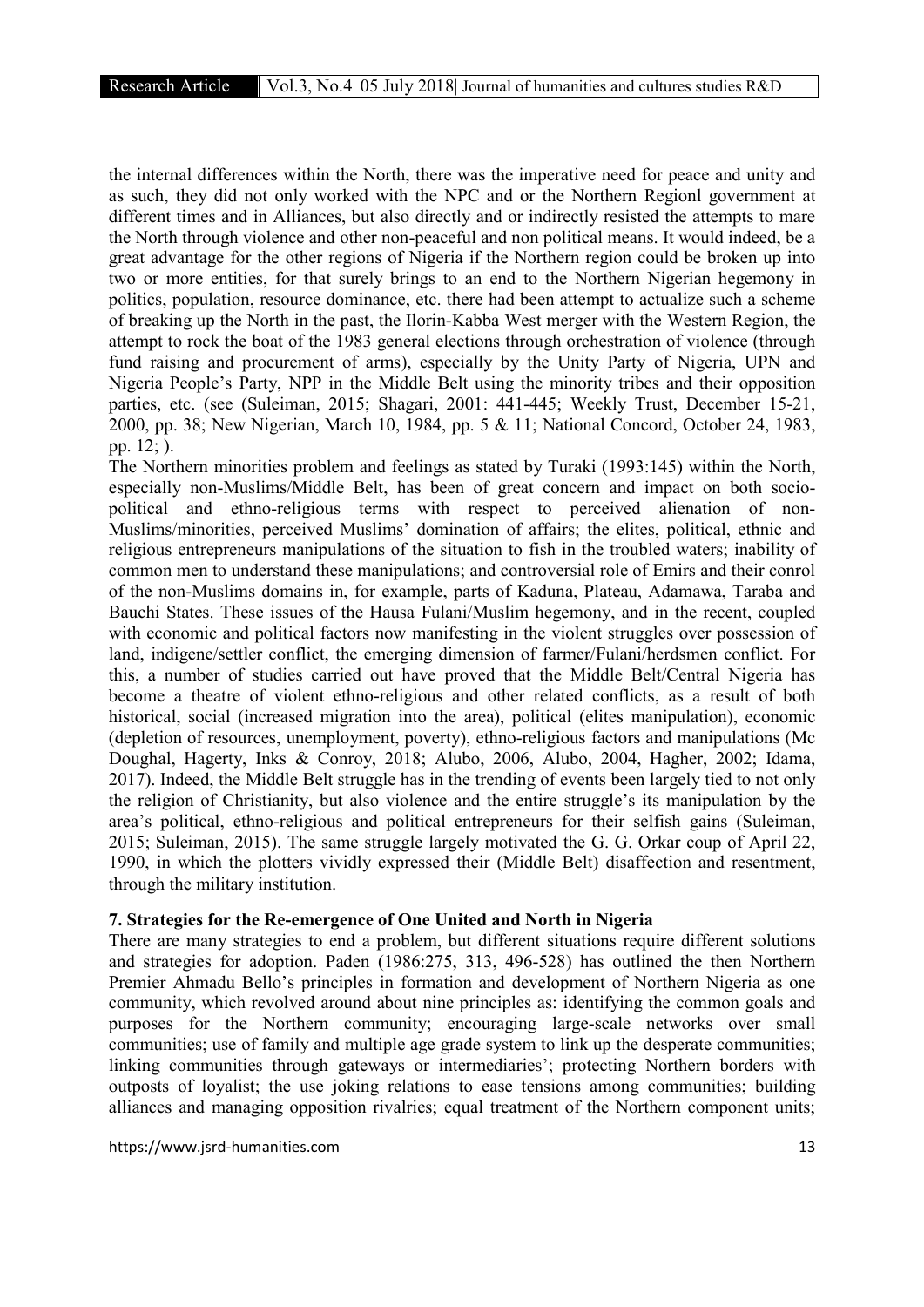the internal differences within the North, there was the imperative need for peace and unity and as such, they did not only worked with the NPC and or the Northern Regionl government at different times and in Alliances, but also directly and or indirectly resisted the attempts to mare the North through violence and other non-peaceful and non political means. It would indeed, be a great advantage for the other regions of Nigeria if the Northern region could be broken up into two or more entities, for that surely brings to an end to the Northern Nigerian hegemony in politics, population, resource dominance, etc. there had been attempt to actualize such a scheme of breaking up the North in the past, the Ilorin-Kabba West merger with the Western Region, the attempt to rock the boat of the 1983 general elections through orchestration of violence (through fund raising and procurement of arms), especially by the Unity Party of Nigeria, UPN and Nigeria People's Party, NPP in the Middle Belt using the minority tribes and their opposition parties, etc. (see (Suleiman, 2015; Shagari, 2001: 441-445; Weekly Trust, December 15-21, 2000, pp. 38; New Nigerian, March 10, 1984, pp. 5 & 11; National Concord, October 24, 1983, pp. 12; ).

The Northern minorities problem and feelings as stated by Turaki (1993:145) within the North, especially non-Muslims/Middle Belt, has been of great concern and impact on both socio-political and ethno-religious terms with respect to perceived alienation of non-Muslims/minorities, perceived Muslims' domination of affairs; the elites, political, ethnic and religious entrepreneurs manipulations of the situation to fish in the troubled waters; inability of common men to understand these manipulations; and controversial role of Emirs and their conrol of the non-Muslims domains in, for example, parts of Kaduna, Plateau, Adamawa, Taraba and Bauchi States. These issues of the Hausa Fulani/Muslim hegemony, and in the recent, coupled with economic and political factors now manifesting in the violent struggles over possession of land, indigene/settler conflict, the emerging dimension of farmer/Fulani/herdsmen conflict. For this, a number of studies carried out have proved that the Middle Belt/Central Nigeria has become a theatre of violent ethno-religious and other related conflicts, as a result of both historical, social (increased migration into the area), political (elites manipulation), economic (depletion of resources, unemployment, poverty), ethno-religious factors and manipulations (Mc Doughal, Hagerty, Inks & Conroy, 2018; Alubo, 2006, Alubo, 2004, Hagher, 2002; Idama, 2017). Indeed, the Middle Belt struggle has in the trending of events been largely tied to not only the religion of Christianity, but also violence and the entire struggle's its manipulation by the area's political, ethno-religious and political entrepreneurs for their selfish gains (Suleiman, 2015; Suleiman, 2015). The same struggle largely motivated the G. G. Orkar coup of April 22, 1990, in which the plotters vividly expressed their (Middle Belt) disaffection and resentment, through the military institution.

## 7. Strategies for the Re-emergence of One United and North in Nigeria

There are many strategies to end a problem, but different situations require different solutions and strategies for adoption. Paden (1986:275, 313, 496-528) has outlined the then Northern Premier Ahmadu Bello's principles in formation and development of Northern Nigeria as one community, which revolved around about nine principles as: identifying the common goals and purposes for the Northern community; encouraging large-scale networks over small communities; use of family and multiple age grade system to link up the desperate communities; linking communities through gateways or intermediaries'; protecting Northern borders with outposts of loyalist; the use joking relations to ease tensions among communities; building alliances and managing opposition rivalries; equal treatment of the Northern component units;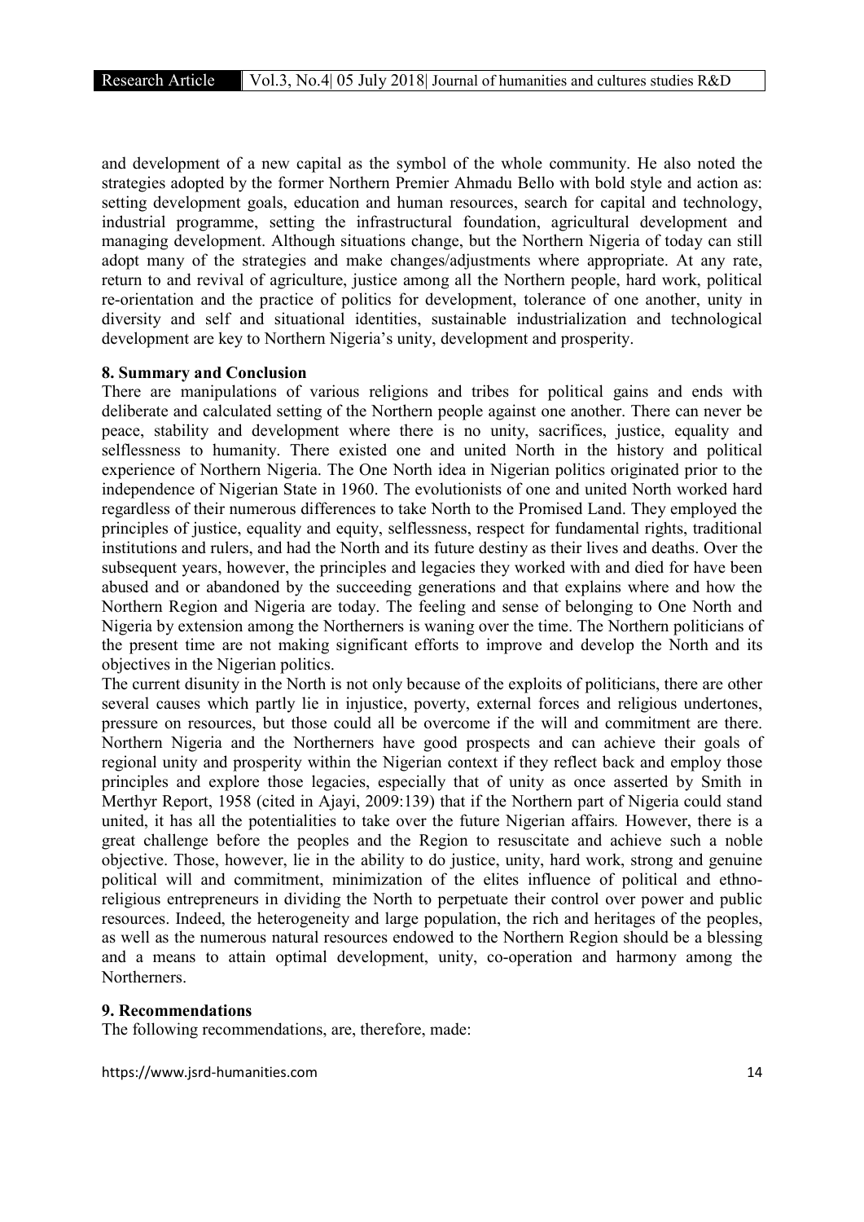and development of a new capital as the symbol of the whole community. He also noted the strategies adopted by the former Northern Premier Ahmadu Bello with bold style and action as: setting development goals, education and human resources, search for capital and technology, industrial programme, setting the infrastructural foundation, agricultural development and managing development. Although situations change, but the Northern Nigeria of today can still adopt many of the strategies and make changes/adjustments where appropriate. At any rate, return to and revival of agriculture, justice among all the Northern people, hard work, political re-orientation and the practice of politics for development, tolerance of one another, unity in diversity and self and situational identities, sustainable industrialization and technological development are key to Northern Nigeria's unity, development and prosperity.

## 8. Summary and Conclusion

There are manipulations of various religions and tribes for political gains and ends with deliberate and calculated setting of the Northern people against one another. There can never be peace, stability and development where there is no unity, sacrifices, justice, equality and selflessness to humanity. There existed one and united North in the history and political experience of Northern Nigeria. The One North idea in Nigerian politics originated prior to the independence of Nigerian State in 1960. The evolutionists of one and united North worked hard regardless of their numerous differences to take North to the Promised Land. They employed the principles of justice, equality and equity, selflessness, respect for fundamental rights, traditional institutions and rulers, and had the North and its future destiny as their lives and deaths. Over the subsequent years, however, the principles and legacies they worked with and died for have been abused and or abandoned by the succeeding generations and that explains where and how the Northern Region and Nigeria are today. The feeling and sense of belonging to One North and Nigeria by extension among the Northerners is waning over the time. The Northern politicians of the present time are not making significant efforts to improve and develop the North and its objectives in the Nigerian politics.

The current disunity in the North is not only because of the exploits of politicians, there are other several causes which partly lie in injustice, poverty, external forces and religious undertones, pressure on resources, but those could all be overcome if the will and commitment are there. Northern Nigeria and the Northerners have good prospects and can achieve their goals of regional unity and prosperity within the Nigerian context if they reflect back and employ those principles and explore those legacies, especially that of unity as once asserted by Smith in Merthyr Report, 1958 (cited in Ajayi, 2009:139) that if the Northern part of Nigeria could stand united, it has all the potentialities to take over the future Nigerian affairs*.* However, there is a great challenge before the peoples and the Region to resuscitate and achieve such a noble objective. Those, however, lie in the ability to do justice, unity, hard work, strong and genuine political will and commitment, minimization of the elites influence of political and ethno-religious entrepreneurs in dividing the North to perpetuate their control over power and public resources. Indeed, the heterogeneity and large population, the rich and heritages of the peoples, as well as the numerous natural resources endowed to the Northern Region should be a blessing and a means to attain optimal development, unity, co-operation and harmony among the Northerners.

## 9. Recommendations

The following recommendations, are, therefore, made: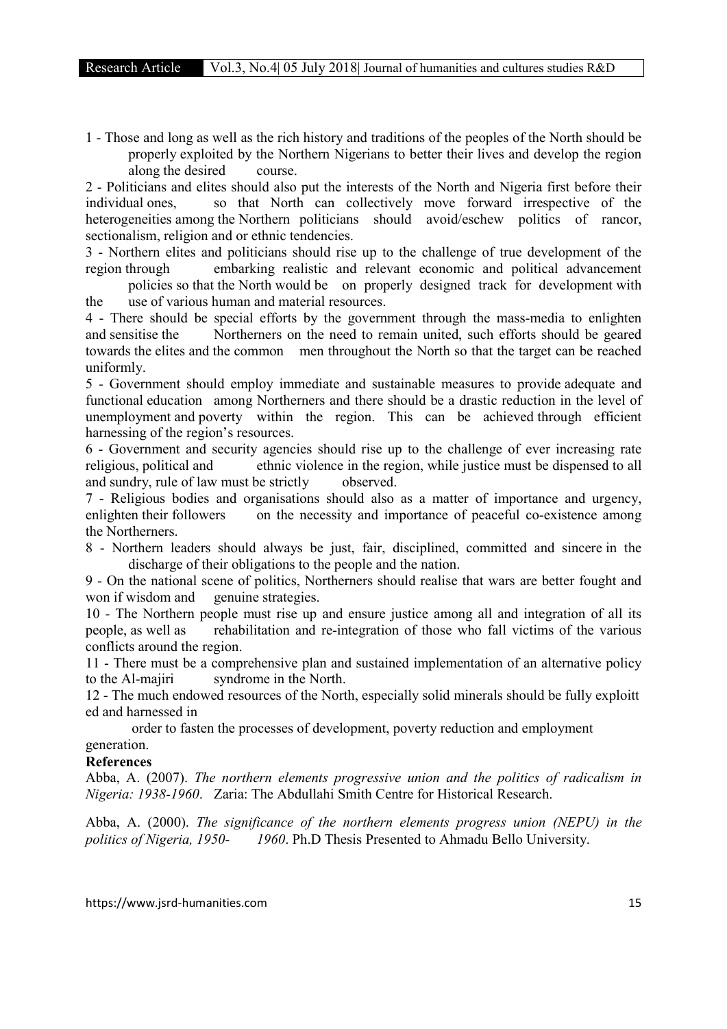1 - Those and long as well as the rich history and traditions of the peoples of the North should be properly exploited by the Northern Nigerians to better their lives and develop the region along the desired course.

2 - Politicians and elites should also put the interests of the North and Nigeria first before their individual ones, so that North can collectively move forward irrespective of the heterogeneities among the Northern politicians should avoid/eschew politics of rancor, sectionalism, religion and or ethnic tendencies.

3 - Northern elites and politicians should rise up to the challenge of true development of the region through embarking realistic and relevant economic and political advancement policies so that the North would be on properly designed track for development with the use of various human and material resources.

4 - There should be special efforts by the government through the mass-media to enlighten and sensitise the Northerners on the need to remain united, such efforts should be geared towards the elites and the common men throughout the North so that the target can be reached uniformly.

5 - Government should employ immediate and sustainable measures to provide adequate and functional education among Northerners and there should be a drastic reduction in the level of unemployment and poverty within the region. This can be achieved through efficient harnessing of the region's resources.

6 - Government and security agencies should rise up to the challenge of ever increasing rate religious, political and ethnic violence in the region, while justice must be dispensed to all and sundry, rule of law must be strictly observed.

7 - Religious bodies and organisations should also as a matter of importance and urgency, enlighten their followers on the necessity and importance of peaceful co-existence among the Northerners.

8 - Northern leaders should always be just, fair, disciplined, committed and sincere in the discharge of their obligations to the people and the nation.

9 - On the national scene of politics, Northerners should realise that wars are better fought and won if wisdom and genuine strategies.

10 - The Northern people must rise up and ensure justice among all and integration of all its people, as well as rehabilitation and re-integration of those who fall victims of the various conflicts around the region.

11 - There must be a comprehensive plan and sustained implementation of an alternative policy to the Al-majiri syndrome in the North.

12 - The much endowed resources of the North, especially solid minerals should be fully exploitt ed and harnessed in order to fasten the processes of development, poverty reduction and employment generation.

**References**

Abba, A. (2007). *The northern elements progressive union and the politics of radicalism in Nigeria: 1938-1960*. Zaria: The Abdullahi Smith Centre for Historical Research.

Abba, A. (2000). *The significance of the northern elements progress union (NEPU) in the politics of Nigeria, 1950- 1960*. Ph.D Thesis Presented to Ahmadu Bello University.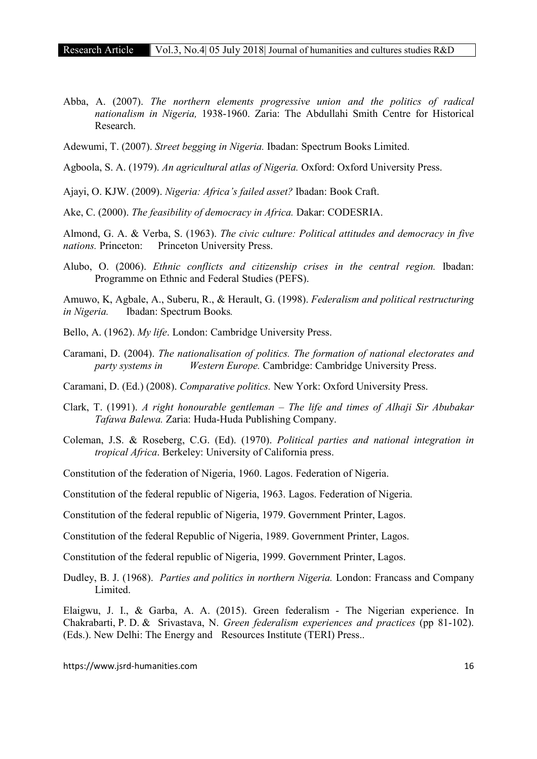Abba, A. (2007). *The northern elements progressive union and the politics of radical nationalism in Nigeria,* 1938-1960. Zaria: The Abdullahi Smith Centre for Historical Research.

Adewumi, T. (2007). *Street begging in Nigeria.* Ibadan: Spectrum Books Limited.

Agboola, S. A. (1979). *An agricultural atlas of Nigeria.* Oxford: Oxford University Press.

Ajayi, O. KJW. (2009). *Nigeria: Africa's failed asset?* Ibadan: Book Craft.

Ake, C. (2000). *The feasibility of democracy in Africa.* Dakar: CODESRIA.

Almond, G. A. & Verba, S. (1963). *The civic culture: Political attitudes and democracy in five nations.* Princeton: Princeton University Press.

Alubo, O. (2006). *Ethnic conflicts and citizenship crises in the central region.* Ibadan: Programme on Ethnic and Federal Studies (PEFS).

Amuwo, K, Agbale, A., Suberu, R., & Herault, G. (1998). *Federalism and political restructuring in Nigeria.* Ibadan: Spectrum Books*.*

Bello, A. (1962). *My life*. London: Cambridge University Press.

Caramani, D. (2004). *The nationalisation of politics. The formation of national electorates and party systems in Western Europe.* Cambridge: Cambridge University Press.

Caramani, D. (Ed.) (2008). *Comparative politics.* New York: Oxford University Press.

Clark, T. (1991). *A right honourable gentleman – The life and times of Alhaji Sir Abubakar Tafawa Balewa.* Zaria: Huda-Huda Publishing Company.

Coleman, J.S. & Roseberg, C.G. (Ed). (1970). *Political parties and national integration in tropical Africa*. Berkeley: University of California press.

Constitution of the federation of Nigeria, 1960. Lagos. Federation of Nigeria.

Constitution of the federal republic of Nigeria, 1963. Lagos. Federation of Nigeria.

Constitution of the federal republic of Nigeria, 1979. Government Printer, Lagos.

Constitution of the federal Republic of Nigeria, 1989. Government Printer, Lagos.

Constitution of the federal republic of Nigeria, 1999. Government Printer, Lagos.

Dudley, B. J. (1968). *Parties and politics in northern Nigeria.* London: Francass and Company Limited.

Elaigwu, J. I., & Garba, A. A. (2015). Green federalism - The Nigerian experience. In Chakrabarti, P. D. & Srivastava, N. *Green federalism experiences and practices* (pp 81-102). (Eds.). New Delhi: The Energy and Resources Institute (TERI) Press..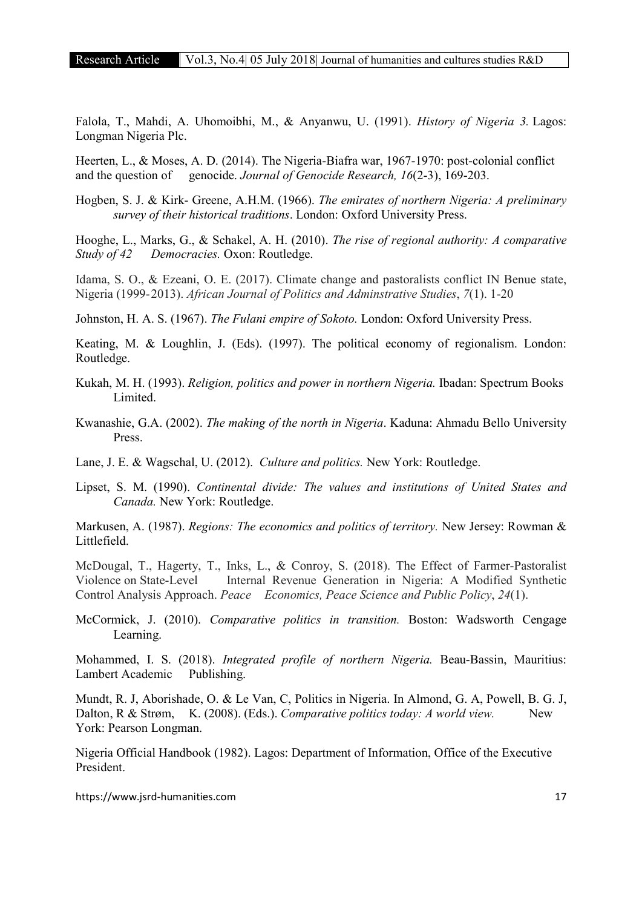Falola, T., Mahdi, A. Uhomoibhi, M., & Anyanwu, U. (1991). *History of Nigeria 3.* Lagos: Longman Nigeria Plc.

Heerten, L., & Moses, A. D. (2014). The Nigeria-Biafra war, 1967-1970: post-colonial conflict and the question of genocide. *Journal of Genocide Research, 16*(2-3), 169-203.

Hogben, S. J. & Kirk- Greene, A.H.M. (1966). *The emirates of northern Nigeria: A preliminary survey of their historical traditions*. London: Oxford University Press.

Hooghe, L., Marks, G., & Schakel, A. H. (2010). *The rise of regional authority: A comparative Study of 42 Democracies.* Oxon: Routledge.

Idama, S. O., & Ezeani, O. E. (2017). Climate change and pastoralists conflict IN Benue state, Nigeria (1999-2013). *African Journal of Politics and Adminstrative Studies*, *7*(1). 1-20

Johnston, H. A. S. (1967). *The Fulani empire of Sokoto.* London: Oxford University Press.

Keating, M. & Loughlin, J. (Eds). (1997). The political economy of regionalism. London: Routledge.

Kukah, M. H. (1993). *Religion, politics and power in northern Nigeria.* Ibadan: Spectrum Books Limited.

Kwanashie, G.A. (2002). *The making of the north in Nigeria*. Kaduna: Ahmadu Bello University Press.

Lane, J. E. & Wagschal, U. (2012). *Culture and politics.* New York: Routledge.

Lipset, S. M. (1990). *Continental divide: The values and institutions of United States and Canada.* New York: Routledge.

Markusen, A. (1987). *Regions: The economics and politics of territory.* New Jersey: Rowman & Littlefield.

McDougal, T., Hagerty, T., Inks, L., & Conroy, S. (2018). The Effect of Farmer-Pastoralist Violence on State-Level Internal Revenue Generation in Nigeria: A Modified Synthetic Control Analysis Approach. *Peace Economics, Peace Science and Public Policy*, *24*(1).

McCormick, J. (2010). *Comparative politics in transition.* Boston: Wadsworth Cengage Learning.

Mohammed, I. S. (2018). *Integrated profile of northern Nigeria.* Beau-Bassin, Mauritius: Lambert Academic Publishing.

Mundt, R. J, Aborishade, O. & Le Van, C, Politics in Nigeria. In Almond, G. A, Powell, B. G. J, Dalton, R & Strøm, K. (2008). (Eds.). *Comparative politics today: A world view.* New York: Pearson Longman.

Nigeria Official Handbook (1982). Lagos: Department of Information, Office of the Executive President.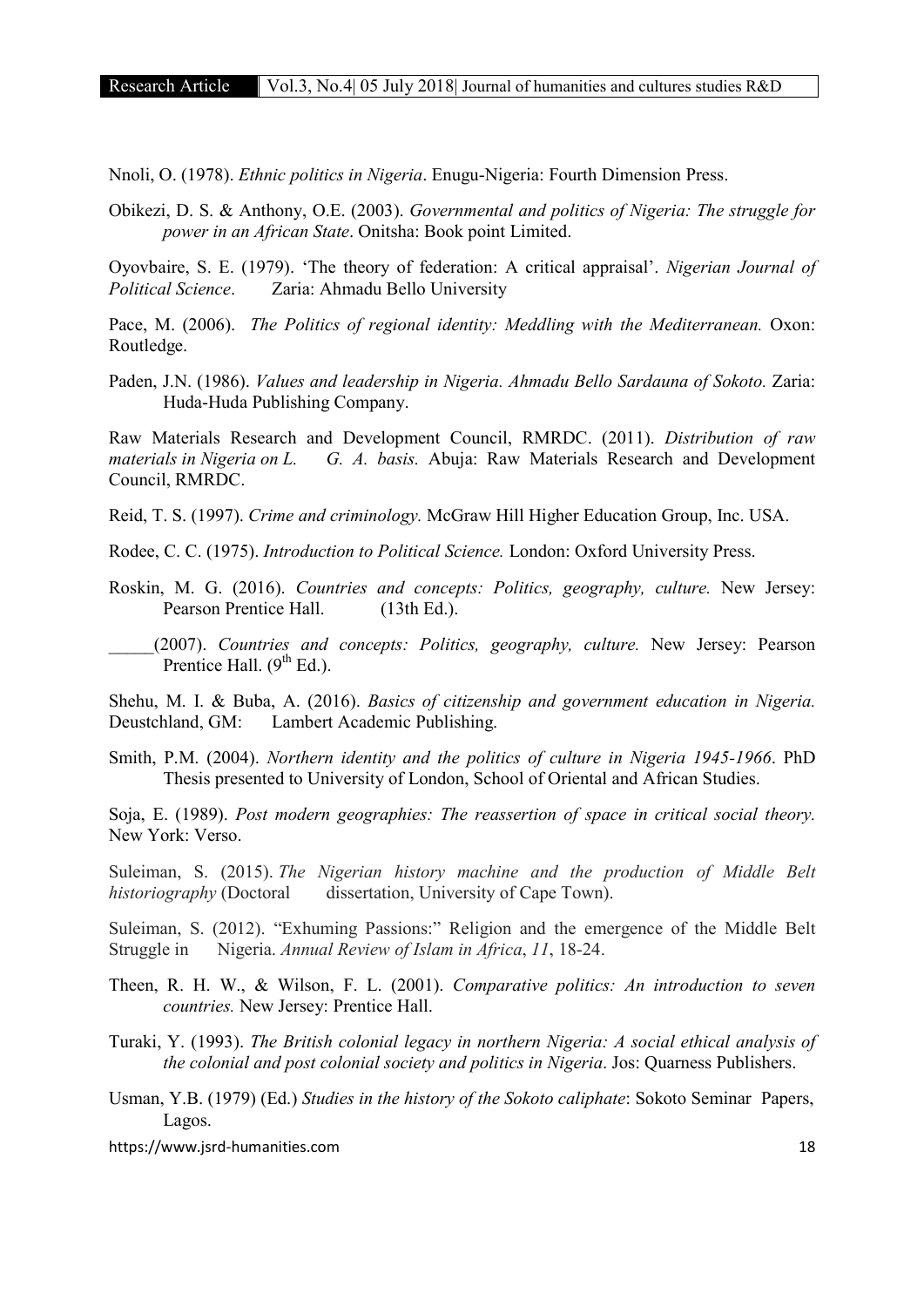Nnoli, O. (1978). *Ethnic politics in Nigeria*. Enugu-Nigeria: Fourth Dimension Press.

Obikezi, D. S. & Anthony, O.E. (2003). *Governmental and politics of Nigeria: The struggle for power in an African State*. Onitsha: Book point Limited.

Oyovbaire, S. E. (1979). 'The theory of federation: A critical appraisal'. *Nigerian Journal of Political Science*. Zaria: Ahmadu Bello University

Pace, M. (2006). *The Politics of regional identity: Meddling with the Mediterranean.* Oxon: Routledge.

Paden, J.N. (1986). *Values and leadership in Nigeria. Ahmadu Bello Sardauna of Sokoto.* Zaria: Huda-Huda Publishing Company.

Raw Materials Research and Development Council, RMRDC. (2011). *Distribution of raw materials in Nigeria on L. G. A. basis.* Abuja: Raw Materials Research and Development Council, RMRDC.

Reid, T. S. (1997). *Crime and criminology.* McGraw Hill Higher Education Group, Inc. USA.

Rodee, C. C. (1975). *Introduction to Political Science.* London: Oxford University Press.

Roskin, M. G. (2016). *Countries and concepts: Politics, geography, culture.* New Jersey: Pearson Prentice Hall. (13th Ed.).

_____(2007). *Countries and concepts: Politics, geography, culture.* New Jersey: Pearson Prentice Hall. (9th Ed.).

Shehu, M. I. & Buba, A. (2016). *Basics of citizenship and government education in Nigeria.* Deustchland, GM: Lambert Academic Publishing.

Smith, P.M. (2004). *Northern identity and the politics of culture in Nigeria 1945-1966*. PhD Thesis presented to University of London, School of Oriental and African Studies.

Soja, E. (1989). *Post modern geographies: The reassertion of space in critical social theory.* New York: Verso.

Suleiman, S. (2015). *The Nigerian history machine and the production of Middle Belt historiography* (Doctoral dissertation, University of Cape Town).

Suleiman, S. (2012). "Exhuming Passions:" Religion and the emergence of the Middle Belt Struggle in Nigeria. *Annual Review of Islam in Africa*, *11*, 18-24.

Theen, R. H. W., & Wilson, F. L. (2001). *Comparative politics: An introduction to seven countries.* New Jersey: Prentice Hall.

Turaki, Y. (1993). *The British colonial legacy in northern Nigeria: A social ethical analysis of the colonial and post colonial society and politics in Nigeria*. Jos: Quarness Publishers.

Usman, Y.B. (1979) (Ed.) *Studies in the history of the Sokoto caliphate*: Sokoto Seminar Papers, Lagos.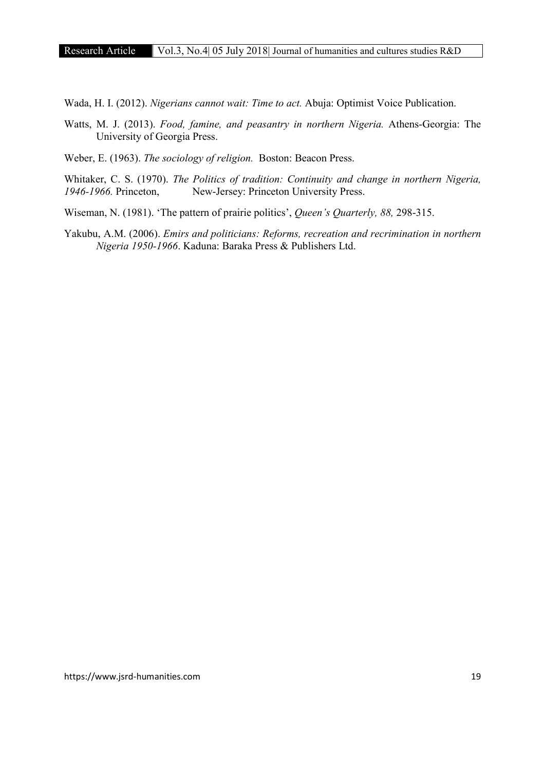Wada, H. I. (2012). *Nigerians cannot wait: Time to act.* Abuja: Optimist Voice Publication.

Watts, M. J. (2013). *Food, famine, and peasantry in northern Nigeria.* Athens-Georgia: The University of Georgia Press.

Weber, E. (1963). *The sociology of religion.* Boston: Beacon Press.

Whitaker, C. S. (1970). *The Politics of tradition: Continuity and change in northern Nigeria, 1946-1966.* Princeton, New-Jersey: Princeton University Press.

Wiseman, N. (1981). 'The pattern of prairie politics', *Queen's Quarterly, 88,* 298-315.

Yakubu, A.M. (2006). *Emirs and politicians: Reforms, recreation and recrimination in northern Nigeria 1950-1966*. Kaduna: Baraka Press & Publishers Ltd.